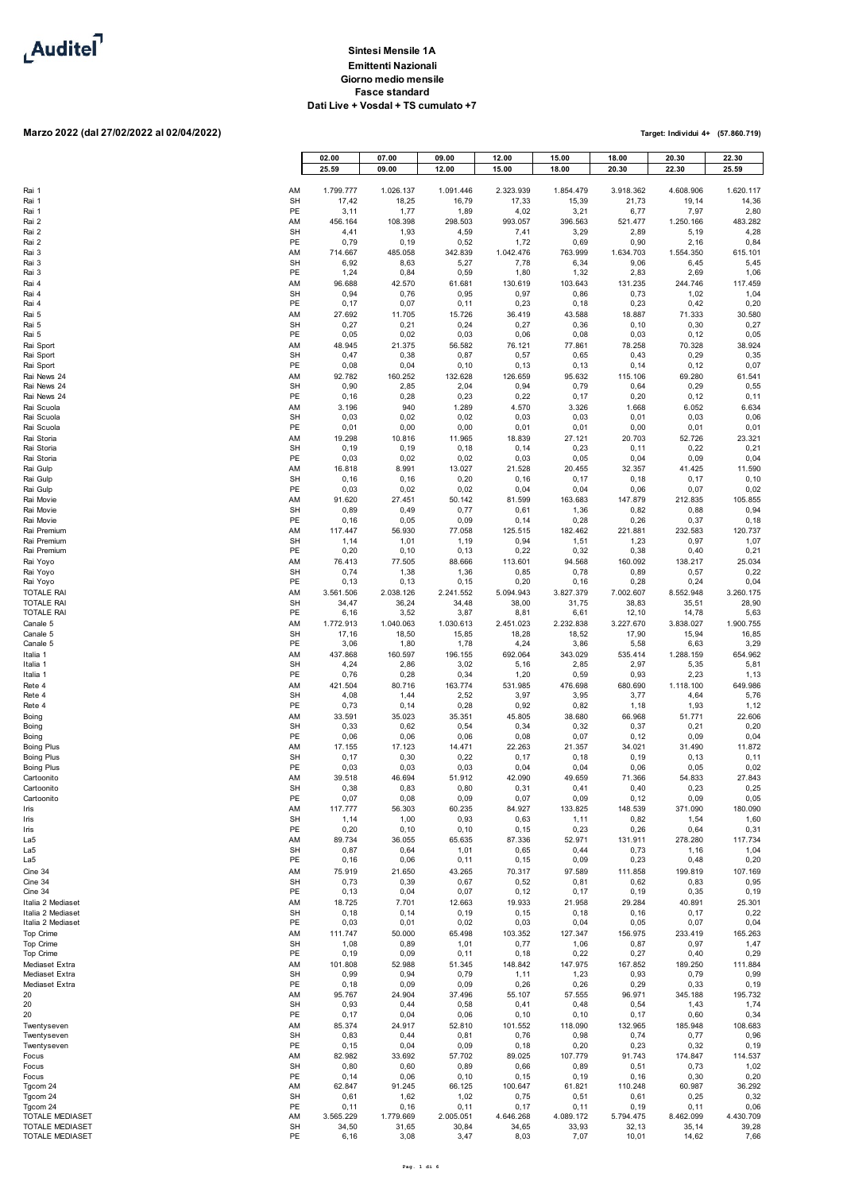Auditel

**Sintesi Mensile 1A**
**Emittenti Nazionali**
**Giorno medio mensile**
**Fasce standard**
**Dati Live + Vosdal + TS cumulato +7**

**Marzo 2022 (dal 27/02/2022 al 02/04/2022)**

**Target: Individui 4+ (57.860.719)**

| | | 02.00 25.59 | 07.00 09.00 | 09.00 12.00 | 12.00 15.00 | 15.00 18.00 | 18.00 20.30 | 20.30 22.30 | 22.30 25.59 |
|---|---|---|---|---|---|---|---|---|---|
| Rai 1 | AM | 1.799.777 | 1.026.137 | 1.091.446 | 2.323.939 | 1.854.479 | 3.918.362 | 4.608.906 | 1.620.117 |
| Rai 1 | SH | 17,42 | 18,25 | 16,79 | 17,33 | 15,39 | 21,73 | 19,14 | 14,36 |
| Rai 1 | PE | 3,11 | 1,77 | 1,89 | 4,02 | 3,21 | 6,77 | 7,97 | 2,80 |
| Rai 2 | AM | 456.164 | 108.398 | 298.503 | 993.057 | 396.563 | 521.477 | 1.250.166 | 483.282 |
| Rai 2 | SH | 4,41 | 1,93 | 4,59 | 7,41 | 3,29 | 2,89 | 5,19 | 4,28 |
| Rai 2 | PE | 0,79 | 0,19 | 0,52 | 1,72 | 0,69 | 0,90 | 2,16 | 0,84 |
| Rai 3 | AM | 714.667 | 485.058 | 342.839 | 1.042.476 | 763.999 | 1.634.703 | 1.554.350 | 615.101 |
| Rai 3 | SH | 6,92 | 8,63 | 5,27 | 7,78 | 6,34 | 9,06 | 6,45 | 5,45 |
| Rai 3 | PE | 1,24 | 0,84 | 0,59 | 1,80 | 1,32 | 2,83 | 2,69 | 1,06 |
| Rai 4 | AM | 96.688 | 42.570 | 61.681 | 130.619 | 103.643 | 131.235 | 244.746 | 117.459 |
| Rai 4 | SH | 0,94 | 0,76 | 0,95 | 0,97 | 0,86 | 0,73 | 1,02 | 1,04 |
| Rai 4 | PE | 0,17 | 0,07 | 0,11 | 0,23 | 0,18 | 0,23 | 0,42 | 0,20 |
| Rai 5 | AM | 27.692 | 11.705 | 15.726 | 36.419 | 43.588 | 18.887 | 71.333 | 30.580 |
| Rai 5 | SH | 0,27 | 0,21 | 0,24 | 0,27 | 0,36 | 0,10 | 0,30 | 0,27 |
| Rai 5 | PE | 0,05 | 0,02 | 0,03 | 0,06 | 0,08 | 0,03 | 0,12 | 0,05 |
| Rai Sport | AM | 48.945 | 21.375 | 56.582 | 76.121 | 77.861 | 78.258 | 70.328 | 38.924 |
| Rai Sport | SH | 0,47 | 0,38 | 0,87 | 0,57 | 0,65 | 0,43 | 0,29 | 0,35 |
| Rai Sport | PE | 0,08 | 0,04 | 0,10 | 0,13 | 0,13 | 0,14 | 0,12 | 0,07 |
| Rai News 24 | AM | 92.782 | 160.252 | 132.628 | 126.659 | 95.632 | 115.106 | 69.280 | 61.541 |
| Rai News 24 | SH | 0,90 | 2,85 | 2,04 | 0,94 | 0,79 | 0,64 | 0,29 | 0,55 |
| Rai News 24 | PE | 0,16 | 0,28 | 0,23 | 0,22 | 0,17 | 0,20 | 0,12 | 0,11 |
| Rai Scuola | AM | 3.196 | 940 | 1.289 | 4.570 | 3.326 | 1.668 | 6.052 | 6.634 |
| Rai Scuola | SH | 0,03 | 0,02 | 0,02 | 0,03 | 0,03 | 0,01 | 0,03 | 0,06 |
| Rai Scuola | PE | 0,01 | 0,00 | 0,00 | 0,01 | 0,01 | 0,00 | 0,01 | 0,01 |
| Rai Storia | AM | 19.298 | 10.816 | 11.965 | 18.839 | 27.121 | 20.703 | 52.726 | 23.321 |
| Rai Storia | SH | 0,19 | 0,19 | 0,18 | 0,14 | 0,23 | 0,11 | 0,22 | 0,21 |
| Rai Storia | PE | 0,03 | 0,02 | 0,02 | 0,03 | 0,05 | 0,04 | 0,09 | 0,04 |
| Rai Gulp | AM | 16.818 | 8.991 | 13.027 | 21.528 | 20.455 | 32.357 | 41.425 | 11.590 |
| Rai Gulp | SH | 0,16 | 0,16 | 0,20 | 0,16 | 0,17 | 0,18 | 0,17 | 0,10 |
| Rai Gulp | PE | 0,03 | 0,02 | 0,02 | 0,04 | 0,04 | 0,06 | 0,07 | 0,02 |
| Rai Movie | AM | 91.620 | 27.451 | 50.142 | 81.599 | 163.683 | 147.879 | 212.835 | 105.855 |
| Rai Movie | SH | 0,89 | 0,49 | 0,77 | 0,61 | 1,36 | 0,82 | 0,88 | 0,94 |
| Rai Movie | PE | 0,16 | 0,05 | 0,09 | 0,14 | 0,28 | 0,26 | 0,37 | 0,18 |
| Rai Premium | AM | 117.447 | 56.930 | 77.058 | 125.515 | 182.462 | 221.881 | 232.583 | 120.737 |
| Rai Premium | SH | 1,14 | 1,01 | 1,19 | 0,94 | 1,51 | 1,23 | 0,97 | 1,07 |
| Rai Premium | PE | 0,20 | 0,10 | 0,13 | 0,22 | 0,32 | 0,38 | 0,40 | 0,21 |
| Rai Yoyo | AM | 76.413 | 77.505 | 88.666 | 113.601 | 94.568 | 160.092 | 138.217 | 25.034 |
| Rai Yoyo | SH | 0,74 | 1,38 | 1,36 | 0,85 | 0,78 | 0,89 | 0,57 | 0,22 |
| Rai Yoyo | PE | 0,13 | 0,13 | 0,15 | 0,20 | 0,16 | 0,28 | 0,24 | 0,04 |
| TOTALE RAI | AM | 3.561.506 | 2.038.126 | 2.241.552 | 5.094.943 | 3.827.379 | 7.002.607 | 8.552.948 | 3.260.175 |
| TOTALE RAI | SH | 34,47 | 36,24 | 34,48 | 38,00 | 31,75 | 38,83 | 35,51 | 28,90 |
| TOTALE RAI | PE | 6,16 | 3,52 | 3,87 | 8,81 | 6,61 | 12,10 | 14,78 | 5,63 |
| Canale 5 | AM | 1.772.913 | 1.040.063 | 1.030.613 | 2.451.023 | 2.232.838 | 3.227.670 | 3.838.027 | 1.900.755 |
| Canale 5 | SH | 17,16 | 18,50 | 15,85 | 18,28 | 18,52 | 17,90 | 15,94 | 16,85 |
| Canale 5 | PE | 3,06 | 1,80 | 1,78 | 4,24 | 3,86 | 5,58 | 6,63 | 3,29 |
| Italia 1 | AM | 437.868 | 160.597 | 196.155 | 692.064 | 343.029 | 535.414 | 1.288.159 | 654.962 |
| Italia 1 | SH | 4,24 | 2,86 | 3,02 | 5,16 | 2,85 | 2,97 | 5,35 | 5,81 |
| Italia 1 | PE | 0,76 | 0,28 | 0,34 | 1,20 | 0,59 | 0,93 | 2,23 | 1,13 |
| Rete 4 | AM | 421.504 | 80.716 | 163.774 | 531.985 | 476.698 | 680.690 | 1.118.100 | 649.986 |
| Rete 4 | SH | 4,08 | 1,44 | 2,52 | 3,97 | 3,95 | 3,77 | 4,64 | 5,76 |
| Rete 4 | PE | 0,73 | 0,14 | 0,28 | 0,92 | 0,82 | 1,18 | 1,93 | 1,12 |
| Boing | AM | 33.591 | 35.023 | 35.351 | 45.805 | 38.680 | 66.968 | 51.771 | 22.606 |
| Boing | SH | 0,33 | 0,62 | 0,54 | 0,34 | 0,32 | 0,37 | 0,21 | 0,20 |
| Boing | PE | 0,06 | 0,06 | 0,06 | 0,08 | 0,07 | 0,12 | 0,09 | 0,04 |
| Boing Plus | AM | 17.155 | 17.123 | 14.471 | 22.263 | 21.357 | 34.021 | 31.490 | 11.872 |
| Boing Plus | SH | 0,17 | 0,30 | 0,22 | 0,17 | 0,18 | 0,19 | 0,13 | 0,11 |
| Boing Plus | PE | 0,03 | 0,03 | 0,03 | 0,04 | 0,04 | 0,06 | 0,05 | 0,02 |
| Cartoonito | AM | 39.518 | 46.694 | 51.912 | 42.090 | 49.659 | 71.366 | 54.833 | 27.843 |
| Cartoonito | SH | 0,38 | 0,83 | 0,80 | 0,31 | 0,41 | 0,40 | 0,23 | 0,25 |
| Cartoonito | PE | 0,07 | 0,08 | 0,09 | 0,07 | 0,09 | 0,12 | 0,09 | 0,05 |
| Iris | AM | 117.777 | 56.303 | 60.235 | 84.927 | 133.825 | 148.539 | 371.090 | 180.090 |
| Iris | SH | 1,14 | 1,00 | 0,93 | 0,63 | 1,11 | 0,82 | 1,54 | 1,60 |
| Iris | PE | 0,20 | 0,10 | 0,10 | 0,15 | 0,23 | 0,26 | 0,64 | 0,31 |
| La5 | AM | 89.734 | 36.055 | 65.635 | 87.336 | 52.971 | 131.911 | 278.280 | 117.734 |
| La5 | SH | 0,87 | 0,64 | 1,01 | 0,65 | 0,44 | 0,73 | 1,16 | 1,04 |
| La5 | PE | 0,16 | 0,06 | 0,11 | 0,15 | 0,09 | 0,23 | 0,48 | 0,20 |
| Cine 34 | AM | 75.919 | 21.650 | 43.265 | 70.317 | 97.589 | 111.858 | 199.819 | 107.169 |
| Cine 34 | SH | 0,73 | 0,39 | 0,67 | 0,52 | 0,81 | 0,62 | 0,83 | 0,95 |
| Cine 34 | PE | 0,13 | 0,04 | 0,07 | 0,12 | 0,17 | 0,19 | 0,35 | 0,19 |
| Italia 2 Mediaset | AM | 18.725 | 7.701 | 12.663 | 19.933 | 21.958 | 29.284 | 40.891 | 25.301 |
| Italia 2 Mediaset | SH | 0,18 | 0,14 | 0,19 | 0,15 | 0,18 | 0,16 | 0,17 | 0,22 |
| Italia 2 Mediaset | PE | 0,03 | 0,01 | 0,02 | 0,03 | 0,04 | 0,05 | 0,07 | 0,04 |
| Top Crime | AM | 111.747 | 50.000 | 65.498 | 103.352 | 127.347 | 156.975 | 233.419 | 165.263 |
| Top Crime | SH | 1,08 | 0,89 | 1,01 | 0,77 | 1,06 | 0,87 | 0,97 | 1,47 |
| Top Crime | PE | 0,19 | 0,09 | 0,11 | 0,18 | 0,22 | 0,27 | 0,40 | 0,29 |
| Mediaset Extra | AM | 101.808 | 52.988 | 51.345 | 148.842 | 147.975 | 167.852 | 189.250 | 111.884 |
| Mediaset Extra | SH | 0,99 | 0,94 | 0,79 | 1,11 | 1,23 | 0,93 | 0,79 | 0,99 |
| Mediaset Extra | PE | 0,18 | 0,09 | 0,09 | 0,26 | 0,26 | 0,29 | 0,33 | 0,19 |
| 20 | AM | 95.767 | 24.904 | 37.496 | 55.107 | 57.555 | 96.971 | 345.188 | 195.732 |
| 20 | SH | 0,93 | 0,44 | 0,58 | 0,41 | 0,48 | 0,54 | 1,43 | 1,74 |
| 20 | PE | 0,17 | 0,04 | 0,06 | 0,10 | 0,10 | 0,17 | 0,60 | 0,34 |
| Twentyseven | AM | 85.374 | 24.917 | 52.810 | 101.552 | 118.090 | 132.965 | 185.948 | 108.683 |
| Twentyseven | SH | 0,83 | 0,44 | 0,81 | 0,76 | 0,98 | 0,74 | 0,77 | 0,96 |
| Twentyseven | PE | 0,15 | 0,04 | 0,09 | 0,18 | 0,20 | 0,23 | 0,32 | 0,19 |
| Focus | AM | 82.982 | 33.692 | 57.702 | 89.025 | 107.779 | 91.743 | 174.847 | 114.537 |
| Focus | SH | 0,80 | 0,60 | 0,89 | 0,66 | 0,89 | 0,51 | 0,73 | 1,02 |
| Focus | PE | 0,14 | 0,06 | 0,10 | 0,15 | 0,19 | 0,16 | 0,30 | 0,20 |
| Tgcom 24 | AM | 62.847 | 91.245 | 66.125 | 100.647 | 61.821 | 110.248 | 60.987 | 36.292 |
| Tgcom 24 | SH | 0,61 | 1,62 | 1,02 | 0,75 | 0,51 | 0,61 | 0,25 | 0,32 |
| Tgcom 24 | PE | 0,11 | 0,16 | 0,11 | 0,17 | 0,11 | 0,19 | 0,11 | 0,06 |
| TOTALE MEDIASET | AM | 3.565.229 | 1.779.669 | 2.005.051 | 4.646.268 | 4.089.172 | 5.794.475 | 8.462.099 | 4.430.709 |
| TOTALE MEDIASET | SH | 34,50 | 31,65 | 30,84 | 34,65 | 33,93 | 32,13 | 35,14 | 39,28 |
| TOTALE MEDIASET | PE | 6,16 | 3,08 | 3,47 | 8,03 | 7,07 | 10,01 | 14,62 | 7,66 |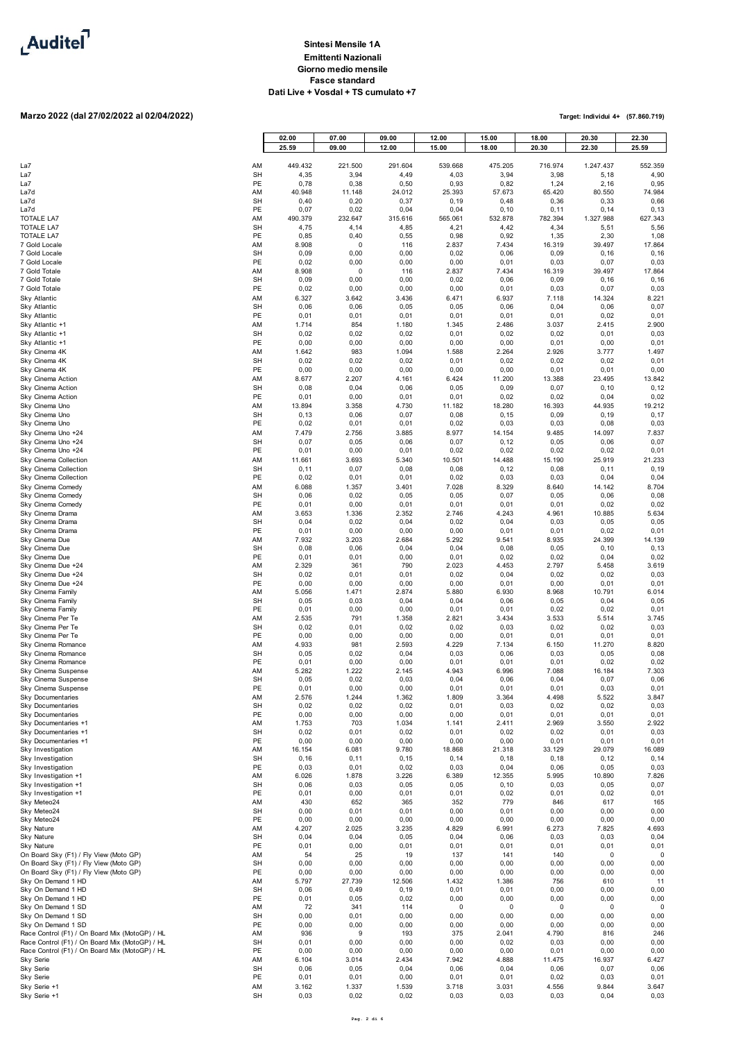# Sintesi Mensile 1A

**Emittenti Nazionali**
**Giorno medio mensile**
**Fasce standard**
**Dati Live + Vosdal + TS cumulato +7**

**Marzo 2022 (dal 27/02/2022 al 02/04/2022)**

**Target: Individui 4+ (57.860.719)**

| | | 02.00 25.59 | 07.00 09.00 | 09.00 12.00 | 12.00 15.00 | 15.00 18.00 | 18.00 20.30 | 20.30 22.30 | 22.30 25.59 |
|---|---|---|---|---|---|---|---|---|---|
| La7 | AM | 449.432 | 221.500 | 291.604 | 539.668 | 475.205 | 716.974 | 1.247.437 | 552.359 |
| La7 | SH | 4,35 | 3,94 | 4,49 | 4,03 | 3,94 | 3,98 | 5,18 | 4,90 |
| La7 | PE | 0,78 | 0,38 | 0,50 | 0,93 | 0,82 | 1,24 | 2,16 | 0,95 |
| La7d | AM | 40.948 | 11.148 | 24.012 | 25.393 | 57.673 | 65.420 | 80.550 | 74.984 |
| La7d | SH | 0,40 | 0,20 | 0,37 | 0,19 | 0,48 | 0,36 | 0,33 | 0,66 |
| La7d | PE | 0,07 | 0,02 | 0,04 | 0,04 | 0,10 | 0,11 | 0,14 | 0,13 |
| TOTALE LA7 | AM | 490.379 | 232.647 | 315.616 | 565.061 | 532.878 | 782.394 | 1.327.988 | 627.343 |
| TOTALE LA7 | SH | 4,75 | 4,14 | 4,85 | 4,21 | 4,42 | 4,34 | 5,51 | 5,56 |
| TOTALE LA7 | PE | 0,85 | 0,40 | 0,55 | 0,98 | 0,92 | 1,35 | 2,30 | 1,08 |
| 7 Gold Locale | AM | 8.908 | 0 | 116 | 2.837 | 7.434 | 16.319 | 39.497 | 17.864 |
| 7 Gold Locale | SH | 0,09 | 0,00 | 0,00 | 0,02 | 0,06 | 0,09 | 0,16 | 0,16 |
| 7 Gold Locale | PE | 0,02 | 0,00 | 0,00 | 0,00 | 0,01 | 0,03 | 0,07 | 0,03 |
| 7 Gold Totale | AM | 8.908 | 0 | 116 | 2.837 | 7.434 | 16.319 | 39.497 | 17.864 |
| 7 Gold Totale | SH | 0,09 | 0,00 | 0,00 | 0,02 | 0,06 | 0,09 | 0,16 | 0,16 |
| 7 Gold Totale | PE | 0,02 | 0,00 | 0,00 | 0,00 | 0,01 | 0,03 | 0,07 | 0,03 |
| Sky Atlantic | AM | 6.327 | 3.642 | 3.436 | 6.471 | 6.937 | 7.118 | 14.324 | 8.221 |
| Sky Atlantic | SH | 0,06 | 0,06 | 0,05 | 0,05 | 0,06 | 0,04 | 0,06 | 0,07 |
| Sky Atlantic | PE | 0,01 | 0,01 | 0,01 | 0,01 | 0,01 | 0,01 | 0,02 | 0,01 |
| Sky Atlantic +1 | AM | 1.714 | 854 | 1.180 | 1.345 | 2.486 | 3.037 | 2.415 | 2.900 |
| Sky Atlantic +1 | SH | 0,02 | 0,02 | 0,02 | 0,01 | 0,02 | 0,02 | 0,01 | 0,03 |
| Sky Atlantic +1 | PE | 0,00 | 0,00 | 0,00 | 0,00 | 0,00 | 0,01 | 0,00 | 0,01 |
| Sky Cinema 4K | AM | 1.642 | 983 | 1.094 | 1.588 | 2.264 | 2.926 | 3.777 | 1.497 |
| Sky Cinema 4K | SH | 0,02 | 0,02 | 0,02 | 0,01 | 0,02 | 0,02 | 0,02 | 0,01 |
| Sky Cinema 4K | PE | 0,00 | 0,00 | 0,00 | 0,00 | 0,00 | 0,01 | 0,01 | 0,00 |
| Sky Cinema Action | AM | 8.677 | 2.207 | 4.161 | 6.424 | 11.200 | 13.388 | 23.495 | 13.842 |
| Sky Cinema Action | SH | 0,08 | 0,04 | 0,06 | 0,05 | 0,09 | 0,07 | 0,10 | 0,12 |
| Sky Cinema Action | PE | 0,01 | 0,00 | 0,01 | 0,01 | 0,02 | 0,02 | 0,04 | 0,02 |
| Sky Cinema Uno | AM | 13.894 | 3.358 | 4.730 | 11.182 | 18.280 | 16.393 | 44.935 | 19.212 |
| Sky Cinema Uno | SH | 0,13 | 0,06 | 0,07 | 0,08 | 0,15 | 0,09 | 0,19 | 0,17 |
| Sky Cinema Uno | PE | 0,02 | 0,01 | 0,01 | 0,02 | 0,03 | 0,03 | 0,08 | 0,03 |
| Sky Cinema Uno +24 | AM | 7.479 | 2.756 | 3.885 | 8.977 | 14.154 | 9.485 | 14.097 | 7.837 |
| Sky Cinema Uno +24 | SH | 0,07 | 0,05 | 0,06 | 0,07 | 0,12 | 0,05 | 0,06 | 0,07 |
| Sky Cinema Uno +24 | PE | 0,01 | 0,00 | 0,01 | 0,02 | 0,02 | 0,02 | 0,02 | 0,01 |
| Sky Cinema Collection | AM | 11.661 | 3.693 | 5.340 | 10.501 | 14.488 | 15.190 | 25.919 | 21.233 |
| Sky Cinema Collection | SH | 0,11 | 0,07 | 0,08 | 0,08 | 0,12 | 0,08 | 0,11 | 0,19 |
| Sky Cinema Collection | PE | 0,02 | 0,01 | 0,01 | 0,02 | 0,03 | 0,03 | 0,04 | 0,04 |
| Sky Cinema Comedy | AM | 6.088 | 1.357 | 3.401 | 7.028 | 8.329 | 8.640 | 14.142 | 8.704 |
| Sky Cinema Comedy | SH | 0,06 | 0,02 | 0,05 | 0,05 | 0,07 | 0,05 | 0,06 | 0,08 |
| Sky Cinema Comedy | PE | 0,01 | 0,00 | 0,01 | 0,01 | 0,01 | 0,01 | 0,02 | 0,02 |
| Sky Cinema Drama | AM | 3.653 | 1.336 | 2.352 | 2.746 | 4.243 | 4.961 | 10.885 | 5.634 |
| Sky Cinema Drama | SH | 0,04 | 0,02 | 0,04 | 0,02 | 0,04 | 0,03 | 0,05 | 0,05 |
| Sky Cinema Drama | PE | 0,01 | 0,00 | 0,00 | 0,00 | 0,01 | 0,01 | 0,02 | 0,01 |
| Sky Cinema Due | AM | 7.932 | 3.203 | 2.684 | 5.292 | 9.541 | 8.935 | 24.399 | 14.139 |
| Sky Cinema Due | SH | 0,08 | 0,06 | 0,04 | 0,04 | 0,08 | 0,05 | 0,10 | 0,13 |
| Sky Cinema Due | PE | 0,01 | 0,01 | 0,00 | 0,01 | 0,02 | 0,02 | 0,04 | 0,02 |
| Sky Cinema Due +24 | AM | 2.329 | 361 | 790 | 2.023 | 4.453 | 2.797 | 5.458 | 3.619 |
| Sky Cinema Due +24 | SH | 0,02 | 0,01 | 0,01 | 0,02 | 0,04 | 0,02 | 0,02 | 0,03 |
| Sky Cinema Due +24 | PE | 0,00 | 0,00 | 0,00 | 0,00 | 0,01 | 0,00 | 0,01 | 0,01 |
| Sky Cinema Family | AM | 5.056 | 1.471 | 2.874 | 5.880 | 6.930 | 8.968 | 10.791 | 6.014 |
| Sky Cinema Family | SH | 0,05 | 0,03 | 0,04 | 0,04 | 0,06 | 0,05 | 0,04 | 0,05 |
| Sky Cinema Family | PE | 0,01 | 0,00 | 0,00 | 0,01 | 0,01 | 0,02 | 0,02 | 0,01 |
| Sky Cinema Per Te | AM | 2.535 | 791 | 1.358 | 2.821 | 3.434 | 3.533 | 5.514 | 3.745 |
| Sky Cinema Per Te | SH | 0,02 | 0,01 | 0,02 | 0,02 | 0,03 | 0,02 | 0,02 | 0,03 |
| Sky Cinema Per Te | PE | 0,00 | 0,00 | 0,00 | 0,00 | 0,01 | 0,01 | 0,01 | 0,01 |
| Sky Cinema Romance | AM | 4.933 | 981 | 2.593 | 4.229 | 7.134 | 6.150 | 11.270 | 8.820 |
| Sky Cinema Romance | SH | 0,05 | 0,02 | 0,04 | 0,03 | 0,06 | 0,03 | 0,05 | 0,08 |
| Sky Cinema Romance | PE | 0,01 | 0,00 | 0,00 | 0,01 | 0,01 | 0,01 | 0,02 | 0,02 |
| Sky Cinema Suspense | AM | 5.282 | 1.222 | 2.145 | 4.943 | 6.996 | 7.088 | 16.184 | 7.303 |
| Sky Cinema Suspense | SH | 0,05 | 0,02 | 0,03 | 0,04 | 0,06 | 0,04 | 0,07 | 0,06 |
| Sky Cinema Suspense | PE | 0,01 | 0,00 | 0,00 | 0,01 | 0,01 | 0,01 | 0,03 | 0,01 |
| Sky Documentaries | AM | 2.576 | 1.244 | 1.362 | 1.809 | 3.364 | 4.498 | 5.522 | 3.847 |
| Sky Documentaries | SH | 0,02 | 0,02 | 0,02 | 0,01 | 0,03 | 0,02 | 0,02 | 0,03 |
| Sky Documentaries | PE | 0,00 | 0,00 | 0,00 | 0,00 | 0,01 | 0,01 | 0,01 | 0,01 |
| Sky Documentaries +1 | AM | 1.753 | 703 | 1.034 | 1.141 | 2.411 | 2.969 | 3.550 | 2.922 |
| Sky Documentaries +1 | SH | 0,02 | 0,01 | 0,02 | 0,01 | 0,02 | 0,02 | 0,01 | 0,03 |
| Sky Documentaries +1 | PE | 0,00 | 0,00 | 0,00 | 0,00 | 0,00 | 0,01 | 0,01 | 0,01 |
| Sky Investigation | AM | 16.154 | 6.081 | 9.780 | 18.868 | 21.318 | 33.129 | 29.079 | 16.089 |
| Sky Investigation | SH | 0,16 | 0,11 | 0,15 | 0,14 | 0,18 | 0,18 | 0,12 | 0,14 |
| Sky Investigation | PE | 0,03 | 0,01 | 0,02 | 0,03 | 0,04 | 0,06 | 0,05 | 0,03 |
| Sky Investigation +1 | AM | 6.026 | 1.878 | 3.226 | 6.389 | 12.355 | 5.995 | 10.890 | 7.826 |
| Sky Investigation +1 | SH | 0,06 | 0,03 | 0,05 | 0,05 | 0,10 | 0,03 | 0,05 | 0,07 |
| Sky Investigation +1 | PE | 0,01 | 0,00 | 0,01 | 0,01 | 0,02 | 0,01 | 0,02 | 0,01 |
| Sky Meteo24 | AM | 430 | 652 | 365 | 352 | 779 | 846 | 617 | 165 |
| Sky Meteo24 | SH | 0,00 | 0,01 | 0,01 | 0,00 | 0,01 | 0,00 | 0,00 | 0,00 |
| Sky Meteo24 | PE | 0,00 | 0,00 | 0,00 | 0,00 | 0,00 | 0,00 | 0,00 | 0,00 |
| Sky Nature | AM | 4.207 | 2.025 | 3.235 | 4.829 | 6.991 | 6.273 | 7.825 | 4.693 |
| Sky Nature | SH | 0,04 | 0,04 | 0,05 | 0,04 | 0,06 | 0,03 | 0,03 | 0,04 |
| Sky Nature | PE | 0,01 | 0,00 | 0,01 | 0,01 | 0,01 | 0,01 | 0,01 | 0,01 |
| On Board Sky (F1) / Fly View (Moto GP) | AM | 54 | 25 | 19 | 137 | 141 | 140 | 0 | 0 |
| On Board Sky (F1) / Fly View (Moto GP) | SH | 0,00 | 0,00 | 0,00 | 0,00 | 0,00 | 0,00 | 0,00 | 0,00 |
| On Board Sky (F1) / Fly View (Moto GP) | PE | 0,00 | 0,00 | 0,00 | 0,00 | 0,00 | 0,00 | 0,00 | 0,00 |
| Sky On Demand 1 HD | AM | 5.797 | 27.739 | 12.506 | 1.432 | 1.386 | 756 | 610 | 11 |
| Sky On Demand 1 HD | SH | 0,06 | 0,49 | 0,19 | 0,01 | 0,01 | 0,00 | 0,00 | 0,00 |
| Sky On Demand 1 HD | PE | 0,01 | 0,05 | 0,02 | 0,00 | 0,00 | 0,00 | 0,00 | 0,00 |
| Sky On Demand 1 SD | AM | 72 | 341 | 114 | 0 | 0 | 0 | 0 | 0 |
| Sky On Demand 1 SD | SH | 0,00 | 0,01 | 0,00 | 0,00 | 0,00 | 0,00 | 0,00 | 0,00 |
| Sky On Demand 1 SD | PE | 0,00 | 0,00 | 0,00 | 0,00 | 0,00 | 0,00 | 0,00 | 0,00 |
| Race Control (F1) / On Board Mix (MotoGP) / HL | AM | 936 | 9 | 193 | 375 | 2.041 | 4.790 | 816 | 246 |
| Race Control (F1) / On Board Mix (MotoGP) / HL | SH | 0,01 | 0,00 | 0,00 | 0,00 | 0,02 | 0,03 | 0,00 | 0,00 |
| Race Control (F1) / On Board Mix (MotoGP) / HL | PE | 0,00 | 0,00 | 0,00 | 0,00 | 0,00 | 0,01 | 0,00 | 0,00 |
| Sky Serie | AM | 6.104 | 3.014 | 2.434 | 7.942 | 4.888 | 11.475 | 16.937 | 6.427 |
| Sky Serie | SH | 0,06 | 0,05 | 0,04 | 0,06 | 0,04 | 0,06 | 0,07 | 0,06 |
| Sky Serie | PE | 0,01 | 0,01 | 0,00 | 0,01 | 0,01 | 0,02 | 0,03 | 0,01 |
| Sky Serie +1 | AM | 3.162 | 1.337 | 1.539 | 3.718 | 3.031 | 4.556 | 9.844 | 3.647 |
| Sky Serie +1 | SH | 0,03 | 0,02 | 0,02 | 0,03 | 0,03 | 0,03 | 0,04 | 0,03 |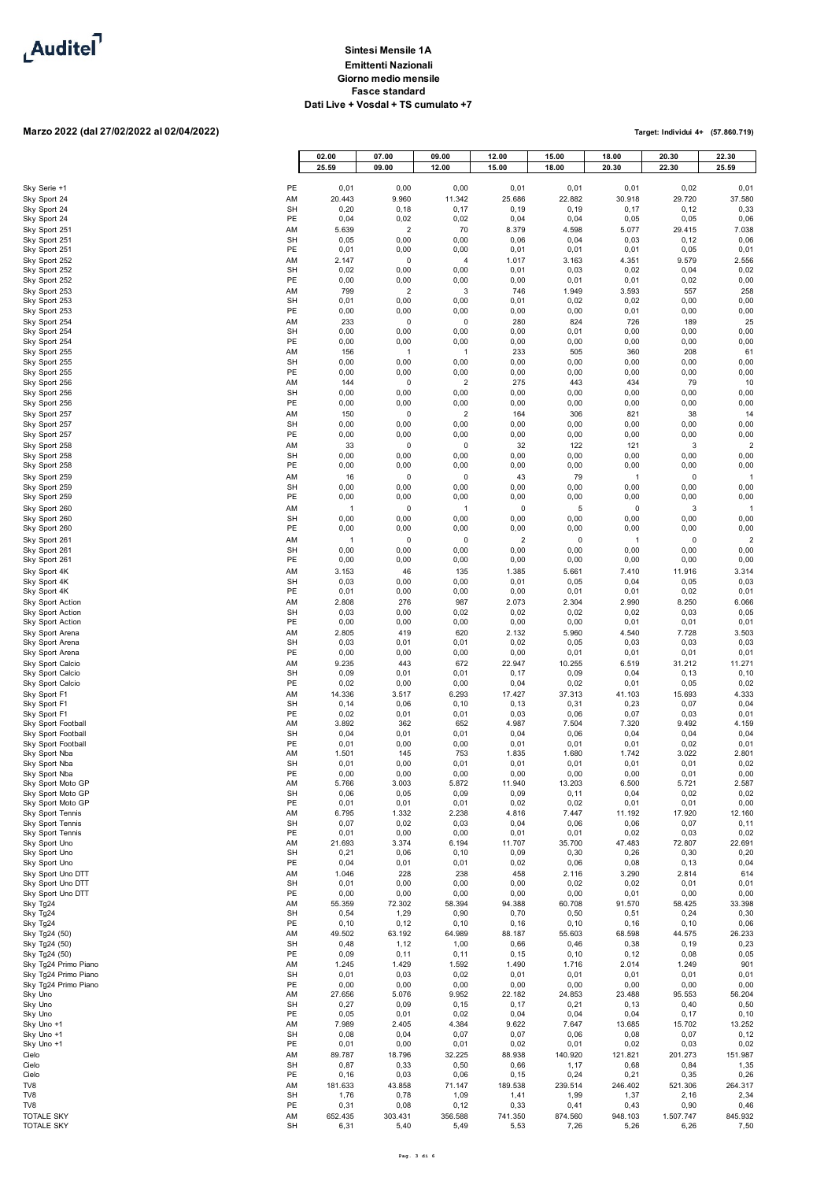Auditel

**Sintesi Mensile 1A**
**Emittenti Nazionali**
**Giorno medio mensile**
**Fasce standard**
**Dati Live + Vosdal + TS cumulato +7**

**Marzo 2022 (dal 27/02/2022 al 02/04/2022)**

**Target: Individui 4+ (57.860.719)**

| | | 02.00<br>25.59 | 07.00<br>09.00 | 09.00<br>12.00 | 12.00<br>15.00 | 15.00<br>18.00 | 18.00<br>20.30 | 20.30<br>22.30 | 22.30<br>25.59 |
|---|---|---|---|---|---|---|---|---|---|
| Sky Serie +1 | PE | 0,01 | 0,00 | 0,00 | 0,01 | 0,01 | 0,01 | 0,02 | 0,01 |
| Sky Sport 24 | AM | 20.443 | 9.960 | 11.342 | 25.686 | 22.882 | 30.918 | 29.720 | 37.580 |
| Sky Sport 24 | SH | 0,20 | 0,18 | 0,17 | 0,19 | 0,19 | 0,17 | 0,12 | 0,33 |
| Sky Sport 24 | PE | 0,04 | 0,02 | 0,02 | 0,04 | 0,04 | 0,05 | 0,05 | 0,06 |
| Sky Sport 251 | AM | 5.639 | 2 | 70 | 8.379 | 4.598 | 5.077 | 29.415 | 7.038 |
| Sky Sport 251 | SH | 0,05 | 0,00 | 0,00 | 0,06 | 0,04 | 0,03 | 0,12 | 0,06 |
| Sky Sport 251 | PE | 0,01 | 0,00 | 0,00 | 0,01 | 0,01 | 0,01 | 0,05 | 0,01 |
| Sky Sport 252 | AM | 2.147 | 0 | 4 | 1.017 | 3.163 | 4.351 | 9.579 | 2.556 |
| Sky Sport 252 | SH | 0,02 | 0,00 | 0,00 | 0,01 | 0,03 | 0,02 | 0,04 | 0,02 |
| Sky Sport 252 | PE | 0,00 | 0,00 | 0,00 | 0,00 | 0,01 | 0,01 | 0,02 | 0,00 |
| Sky Sport 253 | AM | 799 | 2 | 3 | 746 | 1.949 | 3.593 | 557 | 258 |
| Sky Sport 253 | SH | 0,01 | 0,00 | 0,00 | 0,01 | 0,02 | 0,02 | 0,00 | 0,00 |
| Sky Sport 253 | PE | 0,00 | 0,00 | 0,00 | 0,00 | 0,00 | 0,01 | 0,00 | 0,00 |
| Sky Sport 254 | AM | 233 | 0 | 0 | 280 | 824 | 726 | 189 | 25 |
| Sky Sport 254 | SH | 0,00 | 0,00 | 0,00 | 0,00 | 0,01 | 0,00 | 0,00 | 0,00 |
| Sky Sport 254 | PE | 0,00 | 0,00 | 0,00 | 0,00 | 0,00 | 0,00 | 0,00 | 0,00 |
| Sky Sport 255 | AM | 156 | 1 | 1 | 233 | 505 | 360 | 208 | 61 |
| Sky Sport 255 | SH | 0,00 | 0,00 | 0,00 | 0,00 | 0,00 | 0,00 | 0,00 | 0,00 |
| Sky Sport 255 | PE | 0,00 | 0,00 | 0,00 | 0,00 | 0,00 | 0,00 | 0,00 | 0,00 |
| Sky Sport 256 | AM | 144 | 0 | 2 | 275 | 443 | 434 | 79 | 10 |
| Sky Sport 256 | SH | 0,00 | 0,00 | 0,00 | 0,00 | 0,00 | 0,00 | 0,00 | 0,00 |
| Sky Sport 256 | PE | 0,00 | 0,00 | 0,00 | 0,00 | 0,00 | 0,00 | 0,00 | 0,00 |
| Sky Sport 257 | AM | 150 | 0 | 2 | 164 | 306 | 821 | 38 | 14 |
| Sky Sport 257 | SH | 0,00 | 0,00 | 0,00 | 0,00 | 0,00 | 0,00 | 0,00 | 0,00 |
| Sky Sport 257 | PE | 0,00 | 0,00 | 0,00 | 0,00 | 0,00 | 0,00 | 0,00 | 0,00 |
| Sky Sport 258 | AM | 33 | 0 | 0 | 32 | 122 | 121 | 3 | 2 |
| Sky Sport 258 | SH | 0,00 | 0,00 | 0,00 | 0,00 | 0,00 | 0,00 | 0,00 | 0,00 |
| Sky Sport 258 | PE | 0,00 | 0,00 | 0,00 | 0,00 | 0,00 | 0,00 | 0,00 | 0,00 |
| Sky Sport 259 | AM | 16 | 0 | 0 | 43 | 79 | 1 | 0 | 1 |
| Sky Sport 259 | SH | 0,00 | 0,00 | 0,00 | 0,00 | 0,00 | 0,00 | 0,00 | 0,00 |
| Sky Sport 259 | PE | 0,00 | 0,00 | 0,00 | 0,00 | 0,00 | 0,00 | 0,00 | 0,00 |
| Sky Sport 260 | AM | 1 | 0 | 1 | 0 | 5 | 0 | 3 | 1 |
| Sky Sport 260 | SH | 0,00 | 0,00 | 0,00 | 0,00 | 0,00 | 0,00 | 0,00 | 0,00 |
| Sky Sport 260 | PE | 0,00 | 0,00 | 0,00 | 0,00 | 0,00 | 0,00 | 0,00 | 0,00 |
| Sky Sport 261 | AM | 1 | 0 | 0 | 2 | 0 | 1 | 0 | 2 |
| Sky Sport 261 | SH | 0,00 | 0,00 | 0,00 | 0,00 | 0,00 | 0,00 | 0,00 | 0,00 |
| Sky Sport 261 | PE | 0,00 | 0,00 | 0,00 | 0,00 | 0,00 | 0,00 | 0,00 | 0,00 |
| Sky Sport 4K | AM | 3.153 | 46 | 135 | 1.385 | 5.661 | 7.410 | 11.916 | 3.314 |
| Sky Sport 4K | SH | 0,03 | 0,00 | 0,00 | 0,01 | 0,05 | 0,04 | 0,05 | 0,03 |
| Sky Sport 4K | PE | 0,01 | 0,00 | 0,00 | 0,00 | 0,01 | 0,01 | 0,02 | 0,01 |
| Sky Sport Action | AM | 2.808 | 276 | 987 | 2.073 | 2.304 | 2.990 | 8.250 | 6.066 |
| Sky Sport Action | SH | 0,03 | 0,00 | 0,02 | 0,02 | 0,02 | 0,02 | 0,03 | 0,05 |
| Sky Sport Action | PE | 0,00 | 0,00 | 0,00 | 0,00 | 0,00 | 0,01 | 0,01 | 0,01 |
| Sky Sport Arena | AM | 2.805 | 419 | 620 | 2.132 | 5.960 | 4.540 | 7.728 | 3.503 |
| Sky Sport Arena | SH | 0,03 | 0,01 | 0,01 | 0,02 | 0,05 | 0,03 | 0,03 | 0,03 |
| Sky Sport Arena | PE | 0,00 | 0,00 | 0,00 | 0,00 | 0,01 | 0,01 | 0,01 | 0,01 |
| Sky Sport Calcio | AM | 9.235 | 443 | 672 | 22.947 | 10.255 | 6.519 | 31.212 | 11.271 |
| Sky Sport Calcio | SH | 0,09 | 0,01 | 0,01 | 0,17 | 0,09 | 0,04 | 0,13 | 0,10 |
| Sky Sport Calcio | PE | 0,02 | 0,00 | 0,00 | 0,04 | 0,02 | 0,01 | 0,05 | 0,02 |
| Sky Sport F1 | AM | 14.336 | 3.517 | 6.293 | 17.427 | 37.313 | 41.103 | 15.693 | 4.333 |
| Sky Sport F1 | SH | 0,14 | 0,06 | 0,10 | 0,13 | 0,31 | 0,23 | 0,07 | 0,04 |
| Sky Sport F1 | PE | 0,02 | 0,01 | 0,01 | 0,03 | 0,06 | 0,07 | 0,03 | 0,01 |
| Sky Sport Football | AM | 3.892 | 362 | 652 | 4.987 | 7.504 | 7.320 | 9.492 | 4.159 |
| Sky Sport Football | SH | 0,04 | 0,01 | 0,01 | 0,04 | 0,06 | 0,04 | 0,04 | 0,04 |
| Sky Sport Football | PE | 0,01 | 0,00 | 0,00 | 0,01 | 0,01 | 0,01 | 0,02 | 0,01 |
| Sky Sport Nba | AM | 1.501 | 145 | 753 | 1.835 | 1.680 | 1.742 | 3.022 | 2.801 |
| Sky Sport Nba | SH | 0,01 | 0,00 | 0,01 | 0,01 | 0,01 | 0,01 | 0,01 | 0,02 |
| Sky Sport Nba | PE | 0,00 | 0,00 | 0,00 | 0,00 | 0,00 | 0,00 | 0,01 | 0,00 |
| Sky Sport Moto GP | AM | 5.766 | 3.003 | 5.872 | 11.940 | 13.203 | 6.500 | 5.721 | 2.587 |
| Sky Sport Moto GP | SH | 0,06 | 0,05 | 0,09 | 0,09 | 0,11 | 0,04 | 0,02 | 0,02 |
| Sky Sport Moto GP | PE | 0,01 | 0,01 | 0,01 | 0,02 | 0,02 | 0,01 | 0,01 | 0,00 |
| Sky Sport Tennis | AM | 6.795 | 1.332 | 2.238 | 4.816 | 7.447 | 11.192 | 17.920 | 12.160 |
| Sky Sport Tennis | SH | 0,07 | 0,02 | 0,03 | 0,04 | 0,06 | 0,06 | 0,07 | 0,11 |
| Sky Sport Tennis | PE | 0,01 | 0,00 | 0,00 | 0,01 | 0,01 | 0,02 | 0,03 | 0,02 |
| Sky Sport Uno | AM | 21.693 | 3.374 | 6.194 | 11.707 | 35.700 | 47.483 | 72.807 | 22.691 |
| Sky Sport Uno | SH | 0,21 | 0,06 | 0,10 | 0,09 | 0,30 | 0,26 | 0,30 | 0,20 |
| Sky Sport Uno | PE | 0,04 | 0,01 | 0,01 | 0,02 | 0,06 | 0,08 | 0,13 | 0,04 |
| Sky Sport Uno DTT | AM | 1.046 | 228 | 238 | 458 | 2.116 | 3.290 | 2.814 | 614 |
| Sky Sport Uno DTT | SH | 0,01 | 0,00 | 0,00 | 0,00 | 0,02 | 0,02 | 0,01 | 0,01 |
| Sky Sport Uno DTT | PE | 0,00 | 0,00 | 0,00 | 0,00 | 0,00 | 0,01 | 0,00 | 0,00 |
| Sky Tg24 | AM | 55.359 | 72.302 | 58.394 | 94.388 | 60.708 | 91.570 | 58.425 | 33.398 |
| Sky Tg24 | SH | 0,54 | 1,29 | 0,90 | 0,70 | 0,50 | 0,51 | 0,24 | 0,30 |
| Sky Tg24 | PE | 0,10 | 0,12 | 0,10 | 0,16 | 0,10 | 0,16 | 0,10 | 0,06 |
| Sky Tg24 (50) | AM | 49.502 | 63.192 | 64.989 | 88.187 | 55.603 | 68.598 | 44.575 | 26.233 |
| Sky Tg24 (50) | SH | 0,48 | 1,12 | 1,00 | 0,66 | 0,46 | 0,38 | 0,19 | 0,23 |
| Sky Tg24 (50) | PE | 0,09 | 0,11 | 0,11 | 0,15 | 0,10 | 0,12 | 0,08 | 0,05 |
| Sky Tg24 Primo Piano | AM | 1.245 | 1.429 | 1.592 | 1.490 | 1.716 | 2.014 | 1.249 | 901 |
| Sky Tg24 Primo Piano | SH | 0,01 | 0,03 | 0,02 | 0,01 | 0,01 | 0,01 | 0,01 | 0,01 |
| Sky Tg24 Primo Piano | PE | 0,00 | 0,00 | 0,00 | 0,00 | 0,00 | 0,00 | 0,00 | 0,00 |
| Sky Uno | AM | 27.656 | 5.076 | 9.952 | 22.182 | 24.853 | 23.488 | 95.553 | 56.204 |
| Sky Uno | SH | 0,27 | 0,09 | 0,15 | 0,17 | 0,21 | 0,13 | 0,40 | 0,50 |
| Sky Uno | PE | 0,05 | 0,01 | 0,02 | 0,04 | 0,04 | 0,04 | 0,17 | 0,10 |
| Sky Uno +1 | AM | 7.989 | 2.405 | 4.384 | 9.622 | 7.647 | 13.685 | 15.702 | 13.252 |
| Sky Uno +1 | SH | 0,08 | 0,04 | 0,07 | 0,07 | 0,06 | 0,08 | 0,07 | 0,12 |
| Sky Uno +1 | PE | 0,01 | 0,00 | 0,01 | 0,02 | 0,01 | 0,02 | 0,03 | 0,02 |
| Cielo | AM | 89.787 | 18.796 | 32.225 | 88.938 | 140.920 | 121.821 | 201.273 | 151.987 |
| Cielo | SH | 0,87 | 0,33 | 0,50 | 0,66 | 1,17 | 0,68 | 0,84 | 1,35 |
| Cielo | PE | 0,16 | 0,03 | 0,06 | 0,15 | 0,24 | 0,21 | 0,35 | 0,26 |
| TV8 | AM | 181.633 | 43.858 | 71.147 | 189.538 | 239.514 | 246.402 | 521.306 | 264.317 |
| TV8 | SH | 1,76 | 0,78 | 1,09 | 1,41 | 1,99 | 1,37 | 2,16 | 2,34 |
| TV8 | PE | 0,31 | 0,08 | 0,12 | 0,33 | 0,41 | 0,43 | 0,90 | 0,46 |
| TOTALE SKY | AM | 652.435 | 303.431 | 356.588 | 741.350 | 874.560 | 948.103 | 1.507.747 | 845.932 |
| TOTALE SKY | SH | 6,31 | 5,40 | 5,49 | 5,53 | 7,26 | 5,26 | 6,26 | 7,50 |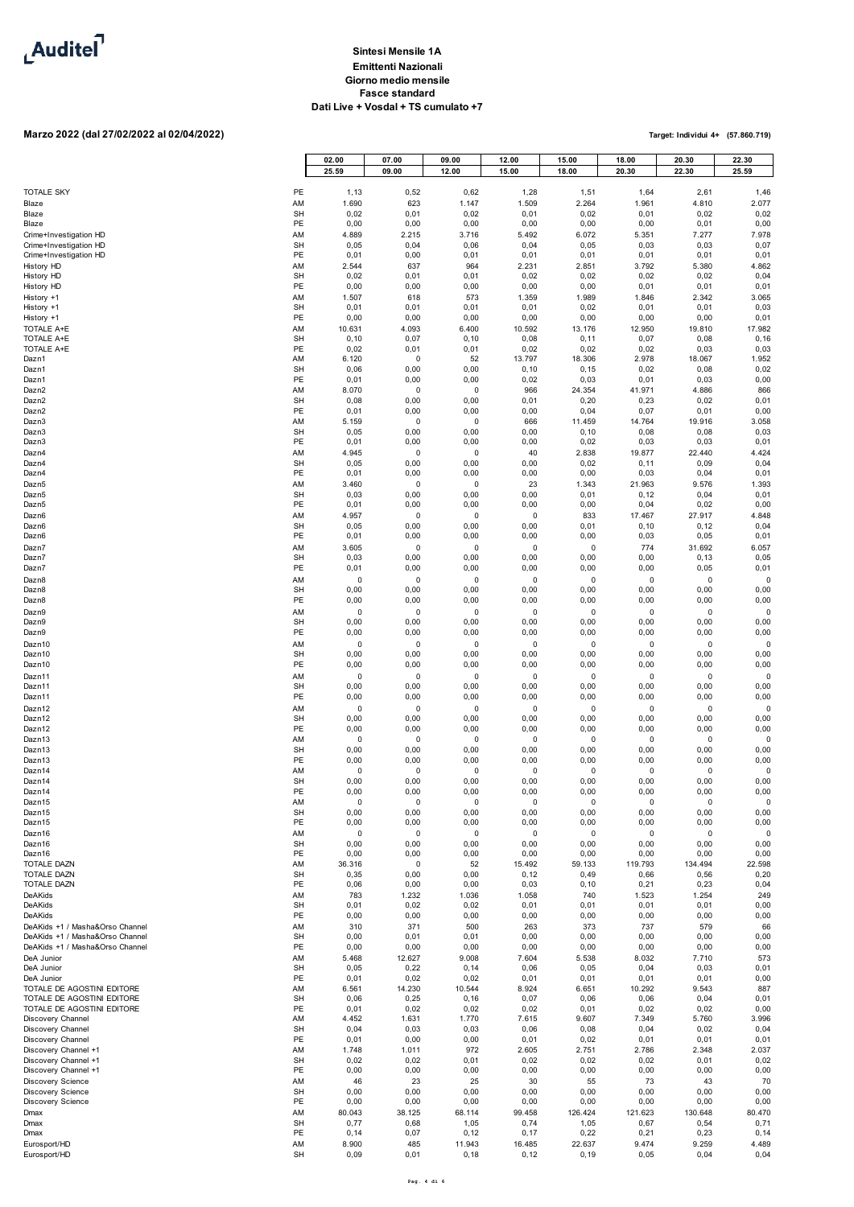# Auditel

## Sintesi Mensile 1A
## Emittenti Nazionali
## Giorno medio mensile
## Fasce standard
## Dati Live + Vosdal + TS cumulato +7

**Marzo 2022 (dal 27/02/2022 al 02/04/2022)**

**Target: Individui 4+ (57.860.719)**

| | | 02.00<br>25.59 | 07.00<br>09.00 | 09.00<br>12.00 | 12.00<br>15.00 | 15.00<br>18.00 | 18.00<br>20.30 | 20.30<br>22.30 | 22.30<br>25.59 |
|---|---|---|---|---|---|---|---|---|---|
| TOTALE SKY | PE | 1,13 | 0,52 | 0,62 | 1,28 | 1,51 | 1,64 | 2,61 | 1,46 |
| Blaze | AM | 1.690 | 623 | 1.147 | 1.509 | 2.264 | 1.961 | 4.810 | 2.077 |
| Blaze | SH | 0,02 | 0,01 | 0,02 | 0,01 | 0,02 | 0,01 | 0,02 | 0,02 |
| Blaze | PE | 0,00 | 0,00 | 0,00 | 0,00 | 0,00 | 0,00 | 0,01 | 0,00 |
| Crime+Investigation HD | AM | 4.889 | 2.215 | 3.716 | 5.492 | 6.072 | 5.351 | 7.277 | 7.978 |
| Crime+Investigation HD | SH | 0,05 | 0,04 | 0,06 | 0,04 | 0,05 | 0,03 | 0,03 | 0,07 |
| Crime+Investigation HD | PE | 0,01 | 0,00 | 0,01 | 0,01 | 0,01 | 0,01 | 0,01 | 0,01 |
| History HD | AM | 2.544 | 637 | 964 | 2.231 | 2.851 | 3.792 | 5.380 | 4.862 |
| History HD | SH | 0,02 | 0,01 | 0,01 | 0,02 | 0,02 | 0,02 | 0,02 | 0,04 |
| History HD | PE | 0,00 | 0,00 | 0,00 | 0,00 | 0,00 | 0,01 | 0,01 | 0,01 |
| History +1 | AM | 1.507 | 618 | 573 | 1.359 | 1.989 | 1.846 | 2.342 | 3.065 |
| History +1 | SH | 0,01 | 0,01 | 0,01 | 0,01 | 0,02 | 0,01 | 0,01 | 0,03 |
| History +1 | PE | 0,00 | 0,00 | 0,00 | 0,00 | 0,00 | 0,00 | 0,00 | 0,01 |
| TOTALE A+E | AM | 10.631 | 4.093 | 6.400 | 10.592 | 13.176 | 12.950 | 19.810 | 17.982 |
| TOTALE A+E | SH | 0,10 | 0,07 | 0,10 | 0,08 | 0,11 | 0,07 | 0,08 | 0,16 |
| TOTALE A+E | PE | 0,02 | 0,01 | 0,01 | 0,02 | 0,02 | 0,02 | 0,03 | 0,03 |
| Dazn1 | AM | 6.120 | 0 | 52 | 13.797 | 18.306 | 2.978 | 18.067 | 1.952 |
| Dazn1 | SH | 0,06 | 0,00 | 0,00 | 0,10 | 0,15 | 0,02 | 0,08 | 0,02 |
| Dazn1 | PE | 0,01 | 0,00 | 0,00 | 0,02 | 0,03 | 0,01 | 0,03 | 0,00 |
| Dazn2 | AM | 8.070 | 0 | 0 | 966 | 24.354 | 41.971 | 4.886 | 866 |
| Dazn2 | SH | 0,08 | 0,00 | 0,00 | 0,01 | 0,20 | 0,23 | 0,02 | 0,01 |
| Dazn2 | PE | 0,01 | 0,00 | 0,00 | 0,00 | 0,04 | 0,07 | 0,01 | 0,00 |
| Dazn3 | AM | 5.159 | 0 | 0 | 666 | 11.459 | 14.764 | 19.916 | 3.058 |
| Dazn3 | SH | 0,05 | 0,00 | 0,00 | 0,00 | 0,10 | 0,08 | 0,08 | 0,03 |
| Dazn3 | PE | 0,01 | 0,00 | 0,00 | 0,00 | 0,02 | 0,03 | 0,03 | 0,01 |
| Dazn4 | AM | 4.945 | 0 | 0 | 40 | 2.838 | 19.877 | 22.440 | 4.424 |
| Dazn4 | SH | 0,05 | 0,00 | 0,00 | 0,00 | 0,02 | 0,11 | 0,09 | 0,04 |
| Dazn4 | PE | 0,01 | 0,00 | 0,00 | 0,00 | 0,00 | 0,03 | 0,04 | 0,01 |
| Dazn5 | AM | 3.460 | 0 | 0 | 23 | 1.343 | 21.963 | 9.576 | 1.393 |
| Dazn5 | SH | 0,03 | 0,00 | 0,00 | 0,00 | 0,01 | 0,12 | 0,04 | 0,01 |
| Dazn5 | PE | 0,01 | 0,00 | 0,00 | 0,00 | 0,00 | 0,04 | 0,02 | 0,00 |
| Dazn6 | AM | 4.957 | 0 | 0 | 0 | 833 | 17.467 | 27.917 | 4.848 |
| Dazn6 | SH | 0,05 | 0,00 | 0,00 | 0,00 | 0,01 | 0,10 | 0,12 | 0,04 |
| Dazn6 | PE | 0,01 | 0,00 | 0,00 | 0,00 | 0,00 | 0,03 | 0,05 | 0,01 |
| Dazn7 | AM | 3.605 | 0 | 0 | 0 | 0 | 774 | 31.692 | 6.057 |
| Dazn7 | SH | 0,03 | 0,00 | 0,00 | 0,00 | 0,00 | 0,00 | 0,13 | 0,05 |
| Dazn7 | PE | 0,01 | 0,00 | 0,00 | 0,00 | 0,00 | 0,00 | 0,05 | 0,01 |
| Dazn8 | AM | 0 | 0 | 0 | 0 | 0 | 0 | 0 | 0 |
| Dazn8 | SH | 0,00 | 0,00 | 0,00 | 0,00 | 0,00 | 0,00 | 0,00 | 0,00 |
| Dazn8 | PE | 0,00 | 0,00 | 0,00 | 0,00 | 0,00 | 0,00 | 0,00 | 0,00 |
| Dazn9 | AM | 0 | 0 | 0 | 0 | 0 | 0 | 0 | 0 |
| Dazn9 | SH | 0,00 | 0,00 | 0,00 | 0,00 | 0,00 | 0,00 | 0,00 | 0,00 |
| Dazn9 | PE | 0,00 | 0,00 | 0,00 | 0,00 | 0,00 | 0,00 | 0,00 | 0,00 |
| Dazn10 | AM | 0 | 0 | 0 | 0 | 0 | 0 | 0 | 0 |
| Dazn10 | SH | 0,00 | 0,00 | 0,00 | 0,00 | 0,00 | 0,00 | 0,00 | 0,00 |
| Dazn10 | PE | 0,00 | 0,00 | 0,00 | 0,00 | 0,00 | 0,00 | 0,00 | 0,00 |
| Dazn11 | AM | 0 | 0 | 0 | 0 | 0 | 0 | 0 | 0 |
| Dazn11 | SH | 0,00 | 0,00 | 0,00 | 0,00 | 0,00 | 0,00 | 0,00 | 0,00 |
| Dazn11 | PE | 0,00 | 0,00 | 0,00 | 0,00 | 0,00 | 0,00 | 0,00 | 0,00 |
| Dazn12 | AM | 0 | 0 | 0 | 0 | 0 | 0 | 0 | 0 |
| Dazn12 | SH | 0,00 | 0,00 | 0,00 | 0,00 | 0,00 | 0,00 | 0,00 | 0,00 |
| Dazn12 | PE | 0,00 | 0,00 | 0,00 | 0,00 | 0,00 | 0,00 | 0,00 | 0,00 |
| Dazn13 | AM | 0 | 0 | 0 | 0 | 0 | 0 | 0 | 0 |
| Dazn13 | SH | 0,00 | 0,00 | 0,00 | 0,00 | 0,00 | 0,00 | 0,00 | 0,00 |
| Dazn13 | PE | 0,00 | 0,00 | 0,00 | 0,00 | 0,00 | 0,00 | 0,00 | 0,00 |
| Dazn14 | AM | 0 | 0 | 0 | 0 | 0 | 0 | 0 | 0 |
| Dazn14 | SH | 0,00 | 0,00 | 0,00 | 0,00 | 0,00 | 0,00 | 0,00 | 0,00 |
| Dazn14 | PE | 0,00 | 0,00 | 0,00 | 0,00 | 0,00 | 0,00 | 0,00 | 0,00 |
| Dazn15 | AM | 0 | 0 | 0 | 0 | 0 | 0 | 0 | 0 |
| Dazn15 | SH | 0,00 | 0,00 | 0,00 | 0,00 | 0,00 | 0,00 | 0,00 | 0,00 |
| Dazn15 | PE | 0,00 | 0,00 | 0,00 | 0,00 | 0,00 | 0,00 | 0,00 | 0,00 |
| Dazn16 | AM | 0 | 0 | 0 | 0 | 0 | 0 | 0 | 0 |
| Dazn16 | SH | 0,00 | 0,00 | 0,00 | 0,00 | 0,00 | 0,00 | 0,00 | 0,00 |
| Dazn16 | PE | 0,00 | 0,00 | 0,00 | 0,00 | 0,00 | 0,00 | 0,00 | 0,00 |
| TOTALE DAZN | AM | 36.316 | 0 | 52 | 15.492 | 59.133 | 119.793 | 134.494 | 22.598 |
| TOTALE DAZN | SH | 0,35 | 0,00 | 0,00 | 0,12 | 0,49 | 0,66 | 0,56 | 0,20 |
| TOTALE DAZN | PE | 0,06 | 0,00 | 0,00 | 0,03 | 0,10 | 0,21 | 0,23 | 0,04 |
| DeAKids | AM | 783 | 1.232 | 1.036 | 1.058 | 740 | 1.523 | 1.254 | 249 |
| DeAKids | SH | 0,01 | 0,02 | 0,02 | 0,01 | 0,01 | 0,01 | 0,01 | 0,00 |
| DeAKids | PE | 0,00 | 0,00 | 0,00 | 0,00 | 0,00 | 0,00 | 0,00 | 0,00 |
| DeAKids +1 / Masha&Orso Channel | AM | 310 | 371 | 500 | 263 | 373 | 737 | 579 | 66 |
| DeAKids +1 / Masha&Orso Channel | SH | 0,00 | 0,01 | 0,01 | 0,00 | 0,00 | 0,00 | 0,00 | 0,00 |
| DeAKids +1 / Masha&Orso Channel | PE | 0,00 | 0,00 | 0,00 | 0,00 | 0,00 | 0,00 | 0,00 | 0,00 |
| DeA Junior | AM | 5.468 | 12.627 | 9.008 | 7.604 | 5.538 | 8.032 | 7.710 | 573 |
| DeA Junior | SH | 0,05 | 0,22 | 0,14 | 0,06 | 0,05 | 0,04 | 0,03 | 0,01 |
| DeA Junior | PE | 0,01 | 0,02 | 0,02 | 0,01 | 0,01 | 0,01 | 0,01 | 0,00 |
| TOTALE DE AGOSTINI EDITORE | AM | 6.561 | 14.230 | 10.544 | 8.924 | 6.651 | 10.292 | 9.543 | 887 |
| TOTALE DE AGOSTINI EDITORE | SH | 0,06 | 0,25 | 0,16 | 0,07 | 0,06 | 0,06 | 0,04 | 0,01 |
| TOTALE DE AGOSTINI EDITORE | PE | 0,01 | 0,02 | 0,02 | 0,02 | 0,01 | 0,02 | 0,02 | 0,00 |
| Discovery Channel | AM | 4.452 | 1.631 | 1.770 | 7.615 | 9.607 | 7.349 | 5.760 | 3.996 |
| Discovery Channel | SH | 0,04 | 0,03 | 0,03 | 0,06 | 0,08 | 0,04 | 0,02 | 0,04 |
| Discovery Channel | PE | 0,01 | 0,00 | 0,00 | 0,01 | 0,02 | 0,01 | 0,01 | 0,01 |
| Discovery Channel +1 | AM | 1.748 | 1.011 | 972 | 2.605 | 2.751 | 2.786 | 2.348 | 2.037 |
| Discovery Channel +1 | SH | 0,02 | 0,02 | 0,01 | 0,02 | 0,02 | 0,02 | 0,01 | 0,02 |
| Discovery Channel +1 | PE | 0,00 | 0,00 | 0,00 | 0,00 | 0,00 | 0,00 | 0,00 | 0,00 |
| Discovery Science | AM | 46 | 23 | 25 | 30 | 55 | 73 | 43 | 70 |
| Discovery Science | SH | 0,00 | 0,00 | 0,00 | 0,00 | 0,00 | 0,00 | 0,00 | 0,00 |
| Discovery Science | PE | 0,00 | 0,00 | 0,00 | 0,00 | 0,00 | 0,00 | 0,00 | 0,00 |
| Dmax | AM | 80.043 | 38.125 | 68.114 | 99.458 | 126.424 | 121.623 | 130.648 | 80.470 |
| Dmax | SH | 0,77 | 0,68 | 1,05 | 0,74 | 1,05 | 0,67 | 0,54 | 0,71 |
| Dmax | PE | 0,14 | 0,07 | 0,12 | 0,17 | 0,22 | 0,21 | 0,23 | 0,14 |
| Eurosport/HD | AM | 8.900 | 485 | 11.943 | 16.485 | 22.637 | 9.474 | 9.259 | 4.489 |
| Eurosport/HD | SH | 0,09 | 0,01 | 0,18 | 0,12 | 0,19 | 0,05 | 0,04 | 0,04 |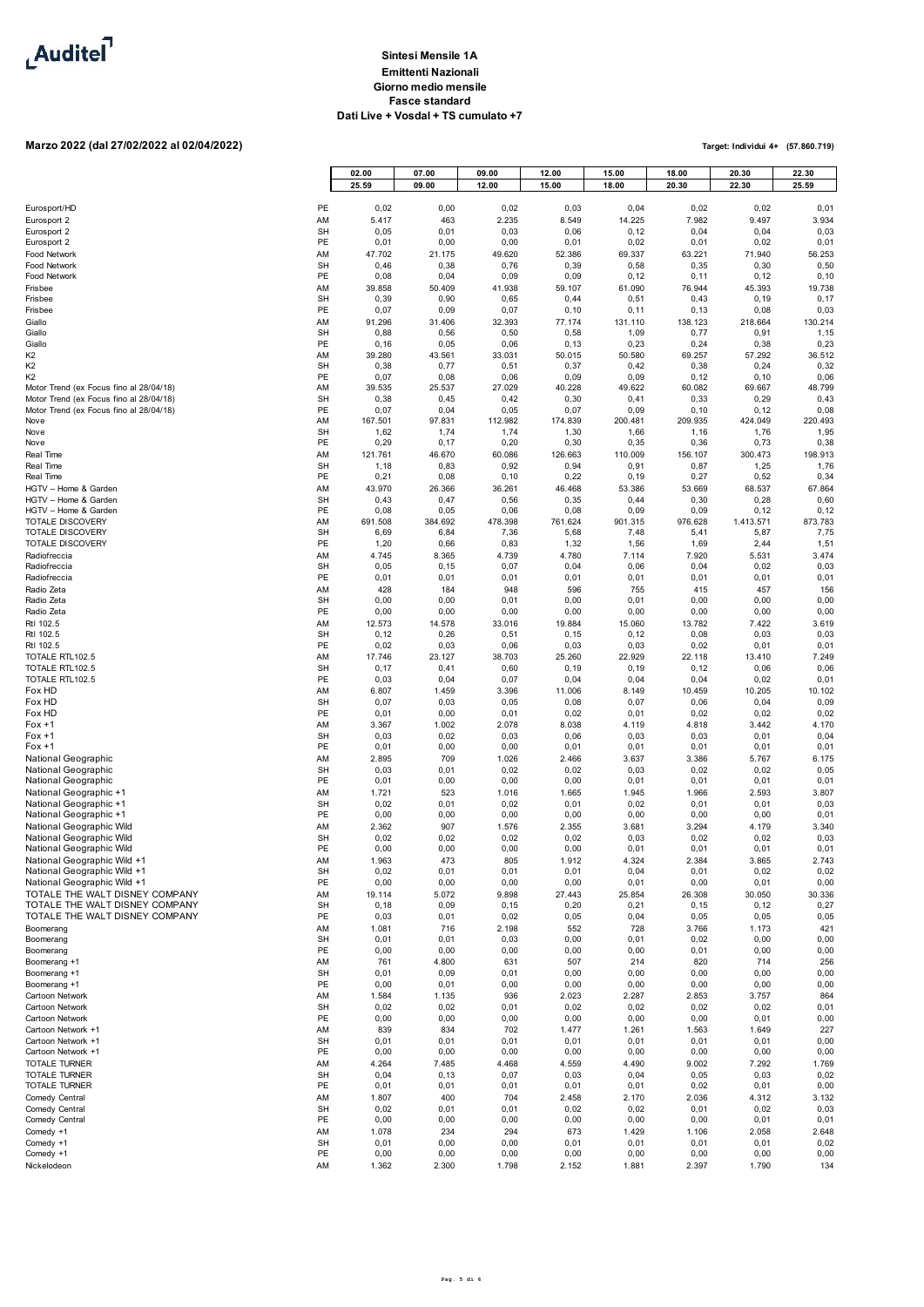# Auditel

## Sintesi Mensile 1A
### Emittenti Nazionali
### Giorno medio mensile
### Fasce standard
### Dati Live + Vosdal + TS cumulato +7

**Marzo 2022 (dal 27/02/2022 al 02/04/2022)**

**Target: Individui 4+ (57.860.719)**

| | | 02.00<br>25.59 | 07.00<br>09.00 | 09.00<br>12.00 | 12.00<br>15.00 | 15.00<br>18.00 | 18.00<br>20.30 | 20.30<br>22.30 | 22.30<br>25.59 |
|---|---|---|---|---|---|---|---|---|---|
| Eurosport/HD | PE | 0,02 | 0,00 | 0,02 | 0,03 | 0,04 | 0,02 | 0,02 | 0,01 |
| Eurosport 2 | AM | 5.417 | 463 | 2.235 | 8.549 | 14.225 | 7.982 | 9.497 | 3.934 |
| Eurosport 2 | SH | 0,05 | 0,01 | 0,03 | 0,06 | 0,12 | 0,04 | 0,04 | 0,03 |
| Eurosport 2 | PE | 0,01 | 0,00 | 0,00 | 0,01 | 0,02 | 0,01 | 0,02 | 0,01 |
| Food Network | AM | 47.702 | 21.175 | 49.620 | 52.386 | 69.337 | 63.221 | 71.940 | 56.253 |
| Food Network | SH | 0,46 | 0,38 | 0,76 | 0,39 | 0,58 | 0,35 | 0,30 | 0,50 |
| Food Network | PE | 0,08 | 0,04 | 0,09 | 0,09 | 0,12 | 0,11 | 0,12 | 0,10 |
| Frisbee | AM | 39.858 | 50.409 | 41.938 | 59.107 | 61.090 | 76.944 | 45.393 | 19.738 |
| Frisbee | SH | 0,39 | 0,90 | 0,65 | 0,44 | 0,51 | 0,43 | 0,19 | 0,17 |
| Frisbee | PE | 0,07 | 0,09 | 0,07 | 0,10 | 0,11 | 0,13 | 0,08 | 0,03 |
| Giallo | AM | 91.296 | 31.406 | 32.393 | 77.174 | 131.110 | 138.123 | 218.664 | 130.214 |
| Giallo | SH | 0,88 | 0,56 | 0,50 | 0,58 | 1,09 | 0,77 | 0,91 | 1,15 |
| Giallo | PE | 0,16 | 0,05 | 0,06 | 0,13 | 0,23 | 0,24 | 0,38 | 0,23 |
| K2 | AM | 39.280 | 43.561 | 33.031 | 50.015 | 50.580 | 69.257 | 57.292 | 36.512 |
| K2 | SH | 0,38 | 0,77 | 0,51 | 0,37 | 0,42 | 0,38 | 0,24 | 0,32 |
| K2 | PE | 0,07 | 0,08 | 0,06 | 0,09 | 0,09 | 0,12 | 0,10 | 0,06 |
| Motor Trend (ex Focus fino al 28/04/18) | AM | 39.535 | 25.537 | 27.029 | 40.228 | 49.622 | 60.082 | 69.667 | 48.799 |
| Motor Trend (ex Focus fino al 28/04/18) | SH | 0,38 | 0,45 | 0,42 | 0,30 | 0,41 | 0,33 | 0,29 | 0,43 |
| Motor Trend (ex Focus fino al 28/04/18) | PE | 0,07 | 0,04 | 0,05 | 0,07 | 0,09 | 0,10 | 0,12 | 0,08 |
| Nove | AM | 167.501 | 97.831 | 112.982 | 174.839 | 200.481 | 209.935 | 424.049 | 220.493 |
| Nove | SH | 1,62 | 1,74 | 1,74 | 1,30 | 1,66 | 1,16 | 1,76 | 1,95 |
| Nove | PE | 0,29 | 0,17 | 0,20 | 0,30 | 0,35 | 0,36 | 0,73 | 0,38 |
| Real Time | AM | 121.761 | 46.670 | 60.086 | 126.663 | 110.009 | 156.107 | 300.473 | 198.913 |
| Real Time | SH | 1,18 | 0,83 | 0,92 | 0,94 | 0,91 | 0,87 | 1,25 | 1,76 |
| Real Time | PE | 0,21 | 0,08 | 0,10 | 0,22 | 0,19 | 0,27 | 0,52 | 0,34 |
| HGTV – Home & Garden | AM | 43.970 | 26.366 | 36.261 | 46.468 | 53.386 | 53.669 | 68.537 | 67.864 |
| HGTV – Home & Garden | SH | 0,43 | 0,47 | 0,56 | 0,35 | 0,44 | 0,30 | 0,28 | 0,60 |
| HGTV – Home & Garden | PE | 0,08 | 0,05 | 0,06 | 0,08 | 0,09 | 0,09 | 0,12 | 0,12 |
| TOTALE DISCOVERY | AM | 691.508 | 384.692 | 478.398 | 761.624 | 901.315 | 976.628 | 1.413.571 | 873.783 |
| TOTALE DISCOVERY | SH | 6,69 | 6,84 | 7,36 | 5,68 | 7,48 | 5,41 | 5,87 | 7,75 |
| TOTALE DISCOVERY | PE | 1,20 | 0,66 | 0,83 | 1,32 | 1,56 | 1,69 | 2,44 | 1,51 |
| Radiofreccia | AM | 4.745 | 8.365 | 4.739 | 4.780 | 7.114 | 7.920 | 5.531 | 3.474 |
| Radiofreccia | SH | 0,05 | 0,15 | 0,07 | 0,04 | 0,06 | 0,04 | 0,02 | 0,03 |
| Radiofreccia | PE | 0,01 | 0,01 | 0,01 | 0,01 | 0,01 | 0,01 | 0,01 | 0,01 |
| Radio Zeta | AM | 428 | 184 | 948 | 596 | 755 | 415 | 457 | 156 |
| Radio Zeta | SH | 0,00 | 0,00 | 0,01 | 0,00 | 0,01 | 0,00 | 0,00 | 0,00 |
| Radio Zeta | PE | 0,00 | 0,00 | 0,00 | 0,00 | 0,00 | 0,00 | 0,00 | 0,00 |
| Rtl 102.5 | AM | 12.573 | 14.578 | 33.016 | 19.884 | 15.060 | 13.782 | 7.422 | 3.619 |
| Rtl 102.5 | SH | 0,12 | 0,26 | 0,51 | 0,15 | 0,12 | 0,08 | 0,03 | 0,03 |
| Rtl 102.5 | PE | 0,02 | 0,03 | 0,06 | 0,03 | 0,03 | 0,02 | 0,01 | 0,01 |
| TOTALE RTL102.5 | AM | 17.746 | 23.127 | 38.703 | 25.260 | 22.929 | 22.118 | 13.410 | 7.249 |
| TOTALE RTL102.5 | SH | 0,17 | 0,41 | 0,60 | 0,19 | 0,19 | 0,12 | 0,06 | 0,06 |
| TOTALE RTL102.5 | PE | 0,03 | 0,04 | 0,07 | 0,04 | 0,04 | 0,04 | 0,02 | 0,01 |
| Fox HD | AM | 6.807 | 1.459 | 3.396 | 11.006 | 8.149 | 10.459 | 10.205 | 10.102 |
| Fox HD | SH | 0,07 | 0,03 | 0,05 | 0,08 | 0,07 | 0,06 | 0,04 | 0,09 |
| Fox HD | PE | 0,01 | 0,00 | 0,01 | 0,02 | 0,01 | 0,02 | 0,02 | 0,02 |
| Fox +1 | AM | 3.367 | 1.002 | 2.078 | 8.038 | 4.119 | 4.818 | 3.442 | 4.170 |
| Fox +1 | SH | 0,03 | 0,02 | 0,03 | 0,06 | 0,03 | 0,03 | 0,01 | 0,04 |
| Fox +1 | PE | 0,01 | 0,00 | 0,00 | 0,01 | 0,01 | 0,01 | 0,01 | 0,01 |
| National Geographic | AM | 2.895 | 709 | 1.026 | 2.466 | 3.637 | 3.386 | 5.767 | 6.175 |
| National Geographic | SH | 0,03 | 0,01 | 0,02 | 0,02 | 0,03 | 0,02 | 0,02 | 0,05 |
| National Geographic | PE | 0,01 | 0,00 | 0,00 | 0,00 | 0,01 | 0,01 | 0,01 | 0,01 |
| National Geographic +1 | AM | 1.721 | 523 | 1.016 | 1.665 | 1.945 | 1.966 | 2.593 | 3.807 |
| National Geographic +1 | SH | 0,02 | 0,01 | 0,02 | 0,01 | 0,02 | 0,01 | 0,01 | 0,03 |
| National Geographic +1 | PE | 0,00 | 0,00 | 0,00 | 0,00 | 0,00 | 0,00 | 0,00 | 0,01 |
| National Geographic Wild | AM | 2.362 | 907 | 1.576 | 2.355 | 3.681 | 3.294 | 4.179 | 3.340 |
| National Geographic Wild | SH | 0,02 | 0,02 | 0,02 | 0,02 | 0,03 | 0,02 | 0,02 | 0,03 |
| National Geographic Wild | PE | 0,00 | 0,00 | 0,00 | 0,00 | 0,01 | 0,01 | 0,01 | 0,01 |
| National Geographic Wild +1 | AM | 1.963 | 473 | 805 | 1.912 | 4.324 | 2.384 | 3.865 | 2.743 |
| National Geographic Wild +1 | SH | 0,02 | 0,01 | 0,01 | 0,01 | 0,04 | 0,01 | 0,02 | 0,02 |
| National Geographic Wild +1 | PE | 0,00 | 0,00 | 0,00 | 0,00 | 0,01 | 0,00 | 0,01 | 0,00 |
| TOTALE THE WALT DISNEY COMPANY | AM | 19.114 | 5.072 | 9.898 | 27.443 | 25.854 | 26.308 | 30.050 | 30.336 |
| TOTALE THE WALT DISNEY COMPANY | SH | 0,18 | 0,09 | 0,15 | 0,20 | 0,21 | 0,15 | 0,12 | 0,27 |
| TOTALE THE WALT DISNEY COMPANY | PE | 0,03 | 0,01 | 0,02 | 0,05 | 0,04 | 0,05 | 0,05 | 0,05 |
| Boomerang | AM | 1.081 | 716 | 2.198 | 552 | 728 | 3.766 | 1.173 | 421 |
| Boomerang | SH | 0,01 | 0,01 | 0,03 | 0,00 | 0,01 | 0,02 | 0,00 | 0,00 |
| Boomerang | PE | 0,00 | 0,00 | 0,00 | 0,00 | 0,00 | 0,01 | 0,00 | 0,00 |
| Boomerang +1 | AM | 761 | 4.800 | 631 | 507 | 214 | 820 | 714 | 256 |
| Boomerang +1 | SH | 0,01 | 0,09 | 0,01 | 0,00 | 0,00 | 0,00 | 0,00 | 0,00 |
| Boomerang +1 | PE | 0,00 | 0,01 | 0,00 | 0,00 | 0,00 | 0,00 | 0,00 | 0,00 |
| Cartoon Network | AM | 1.584 | 1.135 | 936 | 2.023 | 2.287 | 2.853 | 3.757 | 864 |
| Cartoon Network | SH | 0,02 | 0,02 | 0,01 | 0,02 | 0,02 | 0,02 | 0,02 | 0,01 |
| Cartoon Network | PE | 0,00 | 0,00 | 0,00 | 0,00 | 0,00 | 0,00 | 0,01 | 0,00 |
| Cartoon Network +1 | AM | 839 | 834 | 702 | 1.477 | 1.261 | 1.563 | 1.649 | 227 |
| Cartoon Network +1 | SH | 0,01 | 0,01 | 0,01 | 0,01 | 0,01 | 0,01 | 0,01 | 0,00 |
| Cartoon Network +1 | PE | 0,00 | 0,00 | 0,00 | 0,00 | 0,00 | 0,00 | 0,00 | 0,00 |
| TOTALE TURNER | AM | 4.264 | 7.485 | 4.468 | 4.559 | 4.490 | 9.002 | 7.292 | 1.769 |
| TOTALE TURNER | SH | 0,04 | 0,13 | 0,07 | 0,03 | 0,04 | 0,05 | 0,03 | 0,02 |
| TOTALE TURNER | PE | 0,01 | 0,01 | 0,01 | 0,01 | 0,01 | 0,02 | 0,01 | 0,00 |
| Comedy Central | AM | 1.807 | 400 | 704 | 2.458 | 2.170 | 2.036 | 4.312 | 3.132 |
| Comedy Central | SH | 0,02 | 0,01 | 0,01 | 0,02 | 0,02 | 0,01 | 0,02 | 0,03 |
| Comedy Central | PE | 0,00 | 0,00 | 0,00 | 0,00 | 0,00 | 0,00 | 0,01 | 0,01 |
| Comedy +1 | AM | 1.078 | 234 | 294 | 673 | 1.429 | 1.106 | 2.058 | 2.648 |
| Comedy +1 | SH | 0,01 | 0,00 | 0,00 | 0,01 | 0,01 | 0,01 | 0,01 | 0,02 |
| Comedy +1 | PE | 0,00 | 0,00 | 0,00 | 0,00 | 0,00 | 0,00 | 0,00 | 0,00 |
| Nickelodeon | AM | 1.362 | 2.300 | 1.798 | 2.152 | 1.881 | 2.397 | 1.790 | 134 |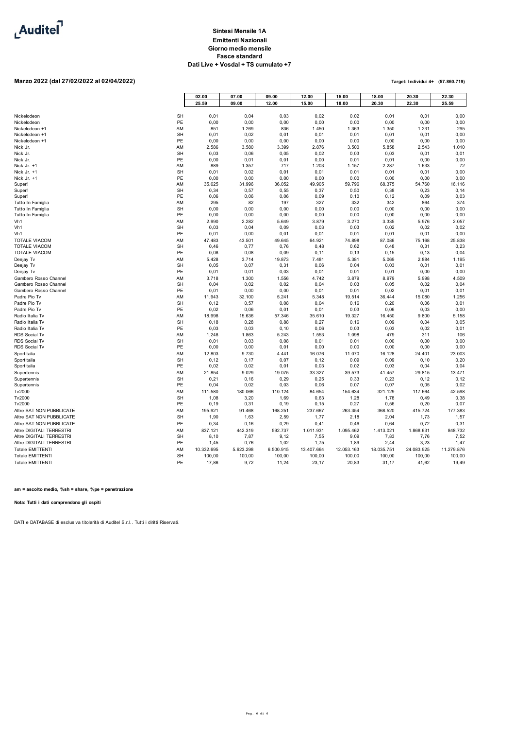Auditel

# Sintesi Mensile 1A
## Emittenti Nazionali
### Giorno medio mensile
### Fasce standard
### Dati Live + Vosdal + TS cumulato +7

**Marzo 2022 (dal 27/02/2022 al 02/04/2022)**

**Target: Individui 4+ (57.860.719)**

| | | 02.00 25.59 | 07.00 09.00 | 09.00 12.00 | 12.00 15.00 | 15.00 18.00 | 18.00 20.30 | 20.30 22.30 | 22.30 25.59 |
|---|---|---|---|---|---|---|---|---|---|
| Nickelodeon | SH | 0,01 | 0,04 | 0,03 | 0,02 | 0,02 | 0,01 | 0,01 | 0,00 |
| Nickelodeon | PE | 0,00 | 0,00 | 0,00 | 0,00 | 0,00 | 0,00 | 0,00 | 0,00 |
| Nickelodeon +1 | AM | 851 | 1.269 | 836 | 1.450 | 1.363 | 1.350 | 1.231 | 295 |
| Nickelodeon +1 | SH | 0,01 | 0,02 | 0,01 | 0,01 | 0,01 | 0,01 | 0,01 | 0,00 |
| Nickelodeon +1 | PE | 0,00 | 0,00 | 0,00 | 0,00 | 0,00 | 0,00 | 0,00 | 0,00 |
| Nick Jr. | AM | 2.586 | 3.580 | 3.399 | 2.876 | 3.500 | 5.858 | 2.543 | 1.010 |
| Nick Jr. | SH | 0,03 | 0,06 | 0,05 | 0,02 | 0,03 | 0,03 | 0,01 | 0,01 |
| Nick Jr. | PE | 0,00 | 0,01 | 0,01 | 0,00 | 0,01 | 0,01 | 0,00 | 0,00 |
| Nick Jr. +1 | AM | 889 | 1.357 | 717 | 1.203 | 1.157 | 2.287 | 1.633 | 72 |
| Nick Jr. +1 | SH | 0,01 | 0,02 | 0,01 | 0,01 | 0,01 | 0,01 | 0,01 | 0,00 |
| Nick Jr. +1 | PE | 0,00 | 0,00 | 0,00 | 0,00 | 0,00 | 0,00 | 0,00 | 0,00 |
| Super! | AM | 35.625 | 31.996 | 36.052 | 49.905 | 59.796 | 68.375 | 54.760 | 16.116 |
| Super! | SH | 0,34 | 0,57 | 0,55 | 0,37 | 0,50 | 0,38 | 0,23 | 0,14 |
| Super! | PE | 0,06 | 0,06 | 0,06 | 0,09 | 0,10 | 0,12 | 0,09 | 0,03 |
| Tutto In Famiglia | AM | 295 | 82 | 197 | 327 | 332 | 342 | 864 | 374 |
| Tutto In Famiglia | SH | 0,00 | 0,00 | 0,00 | 0,00 | 0,00 | 0,00 | 0,00 | 0,00 |
| Tutto In Famiglia | PE | 0,00 | 0,00 | 0,00 | 0,00 | 0,00 | 0,00 | 0,00 | 0,00 |
| Vh1 | AM | 2.990 | 2.282 | 5.649 | 3.879 | 3.270 | 3.335 | 5.976 | 2.057 |
| Vh1 | SH | 0,03 | 0,04 | 0,09 | 0,03 | 0,03 | 0,02 | 0,02 | 0,02 |
| Vh1 | PE | 0,01 | 0,00 | 0,01 | 0,01 | 0,01 | 0,01 | 0,01 | 0,00 |
| TOTALE VIACOM | AM | 47.483 | 43.501 | 49.645 | 64.921 | 74.898 | 87.086 | 75.168 | 25.838 |
| TOTALE VIACOM | SH | 0,46 | 0,77 | 0,76 | 0,48 | 0,62 | 0,48 | 0,31 | 0,23 |
| TOTALE VIACOM | PE | 0,08 | 0,08 | 0,09 | 0,11 | 0,13 | 0,15 | 0,13 | 0,04 |
| Deejay Tv | AM | 5.428 | 3.714 | 19.873 | 7.481 | 5.381 | 5.069 | 2.884 | 1.195 |
| Deejay Tv | SH | 0,05 | 0,07 | 0,31 | 0,06 | 0,04 | 0,03 | 0,01 | 0,01 |
| Deejay Tv | PE | 0,01 | 0,01 | 0,03 | 0,01 | 0,01 | 0,01 | 0,00 | 0,00 |
| Gambero Rosso Channel | AM | 3.718 | 1.300 | 1.556 | 4.742 | 3.879 | 8.979 | 5.998 | 4.509 |
| Gambero Rosso Channel | SH | 0,04 | 0,02 | 0,02 | 0,04 | 0,03 | 0,05 | 0,02 | 0,04 |
| Gambero Rosso Channel | PE | 0,01 | 0,00 | 0,00 | 0,01 | 0,01 | 0,02 | 0,01 | 0,01 |
| Padre Pio Tv | AM | 11.943 | 32.100 | 5.241 | 5.348 | 19.514 | 36.444 | 15.080 | 1.256 |
| Padre Pio Tv | SH | 0,12 | 0,57 | 0,08 | 0,04 | 0,16 | 0,20 | 0,06 | 0,01 |
| Padre Pio Tv | PE | 0,02 | 0,06 | 0,01 | 0,01 | 0,03 | 0,06 | 0,03 | 0,00 |
| Radio Italia Tv | AM | 18.998 | 15.636 | 57.346 | 35.610 | 19.327 | 16.450 | 9.800 | 5.158 |
| Radio Italia Tv | SH | 0,18 | 0,28 | 0,88 | 0,27 | 0,16 | 0,09 | 0,04 | 0,05 |
| Radio Italia Tv | PE | 0,03 | 0,03 | 0,10 | 0,06 | 0,03 | 0,03 | 0,02 | 0,01 |
| RDS Social Tv | AM | 1.248 | 1.863 | 5.243 | 1.553 | 1.098 | 479 | 311 | 106 |
| RDS Social Tv | SH | 0,01 | 0,03 | 0,08 | 0,01 | 0,01 | 0,00 | 0,00 | 0,00 |
| RDS Social Tv | PE | 0,00 | 0,00 | 0,01 | 0,00 | 0,00 | 0,00 | 0,00 | 0,00 |
| Sportitalia | AM | 12.803 | 9.730 | 4.441 | 16.076 | 11.070 | 16.128 | 24.401 | 23.003 |
| Sportitalia | SH | 0,12 | 0,17 | 0,07 | 0,12 | 0,09 | 0,09 | 0,10 | 0,20 |
| Sportitalia | PE | 0,02 | 0,02 | 0,01 | 0,03 | 0,02 | 0,03 | 0,04 | 0,04 |
| Supertennis | AM | 21.854 | 9.029 | 19.075 | 33.327 | 39.573 | 41.457 | 29.815 | 13.471 |
| Supertennis | SH | 0,21 | 0,16 | 0,29 | 0,25 | 0,33 | 0,23 | 0,12 | 0,12 |
| Supertennis | PE | 0,04 | 0,02 | 0,03 | 0,06 | 0,07 | 0,07 | 0,05 | 0,02 |
| Tv2000 | AM | 111.580 | 180.066 | 110.124 | 84.654 | 154.634 | 321.129 | 117.664 | 42.598 |
| Tv2000 | SH | 1,08 | 3,20 | 1,69 | 0,63 | 1,28 | 1,78 | 0,49 | 0,38 |
| Tv2000 | PE | 0,19 | 0,31 | 0,19 | 0,15 | 0,27 | 0,56 | 0,20 | 0,07 |
| Altre SAT NON PUBBLICATE | AM | 195.921 | 91.468 | 168.251 | 237.667 | 263.354 | 368.520 | 415.724 | 177.383 |
| Altre SAT NON PUBBLICATE | SH | 1,90 | 1,63 | 2,59 | 1,77 | 2,18 | 2,04 | 1,73 | 1,57 |
| Altre SAT NON PUBBLICATE | PE | 0,34 | 0,16 | 0,29 | 0,41 | 0,46 | 0,64 | 0,72 | 0,31 |
| Altre DIGITALI TERRESTRI | AM | 837.121 | 442.319 | 592.737 | 1.011.931 | 1.095.462 | 1.413.021 | 1.868.631 | 848.732 |
| Altre DIGITALI TERRESTRI | SH | 8,10 | 7,87 | 9,12 | 7,55 | 9,09 | 7,83 | 7,76 | 7,52 |
| Altre DIGITALI TERRESTRI | PE | 1,45 | 0,76 | 1,02 | 1,75 | 1,89 | 2,44 | 3,23 | 1,47 |
| Totale EMITTENTI | AM | 10.332.695 | 5.623.298 | 6.500.915 | 13.407.664 | 12.053.163 | 18.035.751 | 24.083.925 | 11.279.876 |
| Totale EMITTENTI | SH | 100,00 | 100,00 | 100,00 | 100,00 | 100,00 | 100,00 | 100,00 | 100,00 |
| Totale EMITTENTI | PE | 17,86 | 9,72 | 11,24 | 23,17 | 20,83 | 31,17 | 41,62 | 19,49 |

**am = ascolto medio, %sh = share, %pe = penetrazione**

**Nota: Tutti i dati comprendono gli ospiti**

DATI e DATABASE di esclusiva titolarità di Auditel S.r.l.. Tutti i diritti Riservati.